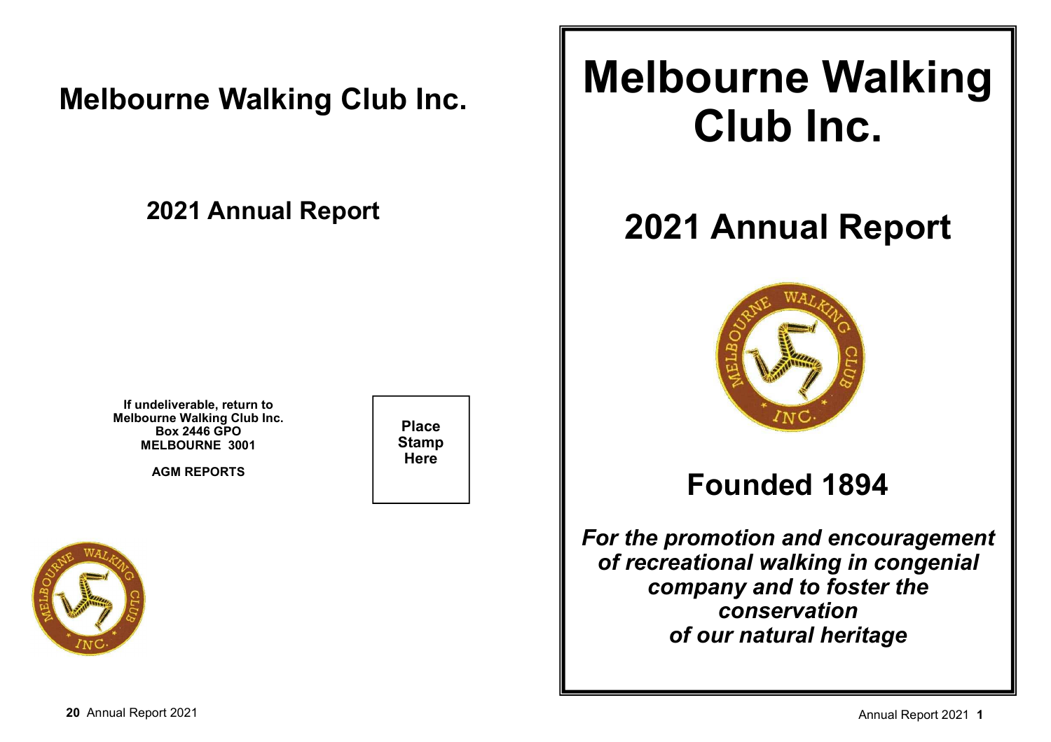# Melbourne Walking Club Inc.

## 2021 Annual Report

**If undeliverable, return to**
**Melbourne Walking Club Inc.**
**Box 2446 GPO**
**MELBOURNE 3001**

**AGM REPORTS**

**Place Stamp Here**

# Melbourne Walking Club Inc.

# 2021 Annual Report

## Founded 1894

***For the promotion and encouragement of recreational walking in congenial company and to foster the conservation of our natural heritage***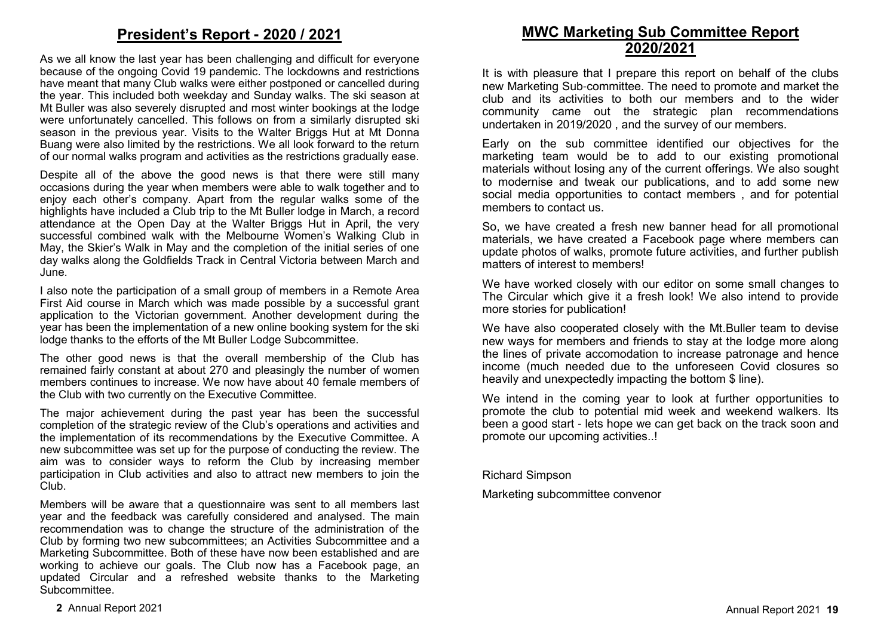## President's Report - 2020 / 2021

As we all know the last year has been challenging and difficult for everyone because of the ongoing Covid 19 pandemic. The lockdowns and restrictions have meant that many Club walks were either postponed or cancelled during the year. This included both weekday and Sunday walks. The ski season at Mt Buller was also severely disrupted and most winter bookings at the lodge were unfortunately cancelled. This follows on from a similarly disrupted ski season in the previous year. Visits to the Walter Briggs Hut at Mt Donna Buang were also limited by the restrictions. We all look forward to the return of our normal walks program and activities as the restrictions gradually ease.

Despite all of the above the good news is that there were still many occasions during the year when members were able to walk together and to enjoy each other's company. Apart from the regular walks some of the highlights have included a Club trip to the Mt Buller lodge in March, a record attendance at the Open Day at the Walter Briggs Hut in April, the very successful combined walk with the Melbourne Women's Walking Club in May, the Skier's Walk in May and the completion of the initial series of one day walks along the Goldfields Track in Central Victoria between March and June.

I also note the participation of a small group of members in a Remote Area First Aid course in March which was made possible by a successful grant application to the Victorian government. Another development during the year has been the implementation of a new online booking system for the ski lodge thanks to the efforts of the Mt Buller Lodge Subcommittee.

The other good news is that the overall membership of the Club has remained fairly constant at about 270 and pleasingly the number of women members continues to increase. We now have about 40 female members of the Club with two currently on the Executive Committee.

The major achievement during the past year has been the successful completion of the strategic review of the Club's operations and activities and the implementation of its recommendations by the Executive Committee. A new subcommittee was set up for the purpose of conducting the review. The aim was to consider ways to reform the Club by increasing member participation in Club activities and also to attract new members to join the Club.

Members will be aware that a questionnaire was sent to all members last year and the feedback was carefully considered and analysed. The main recommendation was to change the structure of the administration of the Club by forming two new subcommittees; an Activities Subcommittee and a Marketing Subcommittee. Both of these have now been established and are working to achieve our goals. The Club now has a Facebook page, an updated Circular and a refreshed website thanks to the Marketing Subcommittee.

## MWC Marketing Sub Committee Report 2020/2021

It is with pleasure that I prepare this report on behalf of the clubs new Marketing Sub-committee. The need to promote and market the club and its activities to both our members and to the wider community came out the strategic plan recommendations undertaken in 2019/2020 , and the survey of our members.

Early on the sub committee identified our objectives for the marketing team would be to add to our existing promotional materials without losing any of the current offerings. We also sought to modernise and tweak our publications, and to add some new social media opportunities to contact members , and for potential members to contact us.

So, we have created a fresh new banner head for all promotional materials, we have created a Facebook page where members can update photos of walks, promote future activities, and further publish matters of interest to members!

We have worked closely with our editor on some small changes to The Circular which give it a fresh look! We also intend to provide more stories for publication!

We have also cooperated closely with the Mt.Buller team to devise new ways for members and friends to stay at the lodge more along the lines of private accomodation to increase patronage and hence income (much needed due to the unforeseen Covid closures so heavily and unexpectedly impacting the bottom $ line).

We intend in the coming year to look at further opportunities to promote the club to potential mid week and weekend walkers. Its been a good start - lets hope we can get back on the track soon and promote our upcoming activities..!

Richard Simpson

Marketing subcommittee convenor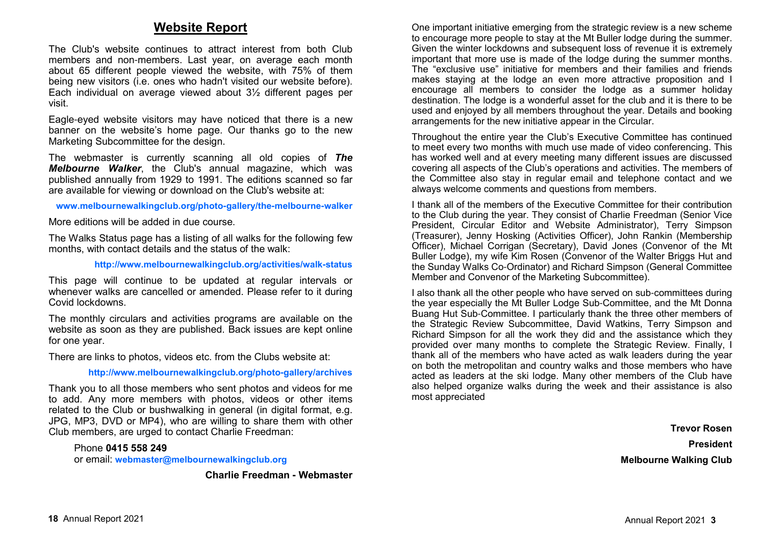## Website Report

The Club's website continues to attract interest from both Club members and non-members. Last year, on average each month about 65 different people viewed the website, with 75% of them being new visitors (i.e. ones who hadn't visited our website before). Each individual on average viewed about 3½ different pages per visit.

Eagle-eyed website visitors may have noticed that there is a new banner on the website's home page. Our thanks go to the new Marketing Subcommittee for the design.

The webmaster is currently scanning all old copies of ***The Melbourne Walker***, the Club's annual magazine, which was published annually from 1929 to 1991. The editions scanned so far are available for viewing or download on the Club's website at:

**www.melbournewalkingclub.org/photo-gallery/the-melbourne-walker**

More editions will be added in due course.

The Walks Status page has a listing of all walks for the following few months, with contact details and the status of the walk:

**http://www.melbournewalkingclub.org/activities/walk-status**

This page will continue to be updated at regular intervals or whenever walks are cancelled or amended. Please refer to it during Covid lockdowns.

The monthly circulars and activities programs are available on the website as soon as they are published. Back issues are kept online for one year.

There are links to photos, videos etc. from the Clubs website at:

**http://www.melbournewalkingclub.org/photo-gallery/archives**

Thank you to all those members who sent photos and videos for me to add. Any more members with photos, videos or other items related to the Club or bushwalking in general (in digital format, e.g. JPG, MP3, DVD or MP4), who are willing to share them with other Club members, are urged to contact Charlie Freedman:

Phone **0415 558 249**
or email: **webmaster@melbournewalkingclub.org**

**Charlie Freedman - Webmaster**

One important initiative emerging from the strategic review is a new scheme to encourage more people to stay at the Mt Buller lodge during the summer. Given the winter lockdowns and subsequent loss of revenue it is extremely important that more use is made of the lodge during the summer months. The "exclusive use" initiative for members and their families and friends makes staying at the lodge an even more attractive proposition and I encourage all members to consider the lodge as a summer holiday destination. The lodge is a wonderful asset for the club and it is there to be used and enjoyed by all members throughout the year. Details and booking arrangements for the new initiative appear in the Circular.

Throughout the entire year the Club's Executive Committee has continued to meet every two months with much use made of video conferencing. This has worked well and at every meeting many different issues are discussed covering all aspects of the Club's operations and activities. The members of the Committee also stay in regular email and telephone contact and we always welcome comments and questions from members.

I thank all of the members of the Executive Committee for their contribution to the Club during the year. They consist of Charlie Freedman (Senior Vice President, Circular Editor and Website Administrator), Terry Simpson (Treasurer), Jenny Hosking (Activities Officer), John Rankin (Membership Officer), Michael Corrigan (Secretary), David Jones (Convenor of the Mt Buller Lodge), my wife Kim Rosen (Convenor of the Walter Briggs Hut and the Sunday Walks Co-Ordinator) and Richard Simpson (General Committee Member and Convenor of the Marketing Subcommittee).

I also thank all the other people who have served on sub-committees during the year especially the Mt Buller Lodge Sub-Committee, and the Mt Donna Buang Hut Sub-Committee. I particularly thank the three other members of the Strategic Review Subcommittee, David Watkins, Terry Simpson and Richard Simpson for all the work they did and the assistance which they provided over many months to complete the Strategic Review. Finally, I thank all of the members who have acted as walk leaders during the year on both the metropolitan and country walks and those members who have acted as leaders at the ski lodge. Many other members of the Club have also helped organize walks during the week and their assistance is also most appreciated

**Trevor Rosen**

**President**

**Melbourne Walking Club**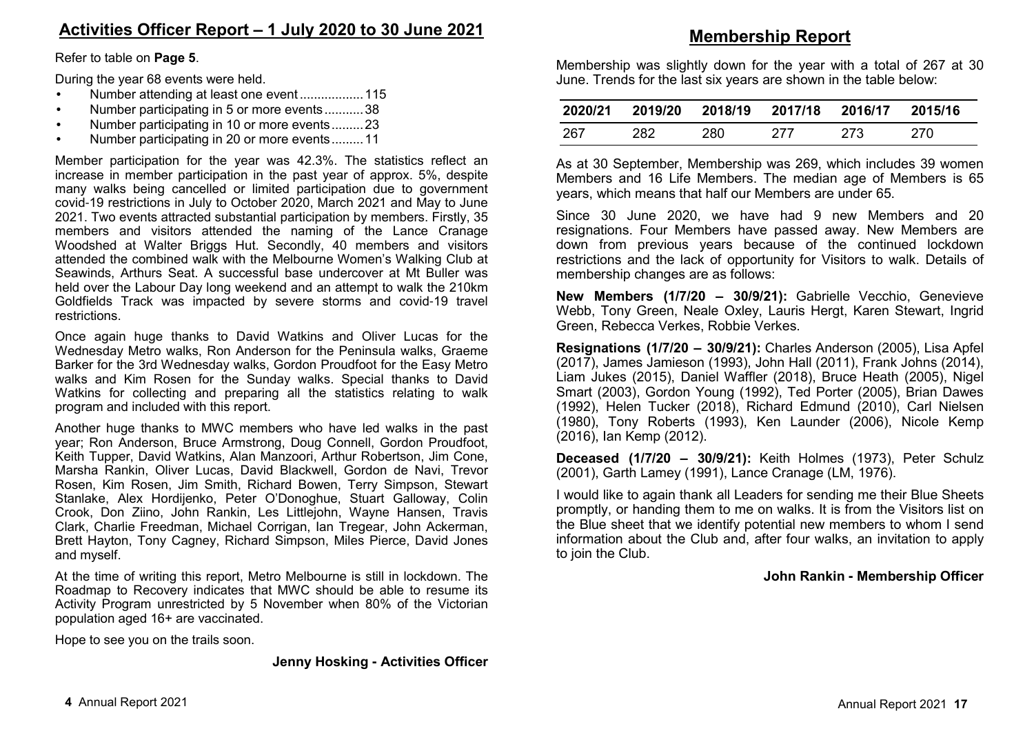## Activities Officer Report – 1 July 2020 to 30 June 2021

Refer to table on **Page 5**.

During the year 68 events were held.

- Number attending at least one event .................. 115
- Number participating in 5 or more events ........... 38
- Number participating in 10 or more events ......... 23
- Number participating in 20 or more events ......... 11

Member participation for the year was 42.3%. The statistics reflect an increase in member participation in the past year of approx. 5%, despite many walks being cancelled or limited participation due to government covid-19 restrictions in July to October 2020, March 2021 and May to June 2021. Two events attracted substantial participation by members. Firstly, 35 members and visitors attended the naming of the Lance Cranage Woodshed at Walter Briggs Hut. Secondly, 40 members and visitors attended the combined walk with the Melbourne Women's Walking Club at Seawinds, Arthurs Seat. A successful base undercover at Mt Buller was held over the Labour Day long weekend and an attempt to walk the 210km Goldfields Track was impacted by severe storms and covid-19 travel restrictions.

Once again huge thanks to David Watkins and Oliver Lucas for the Wednesday Metro walks, Ron Anderson for the Peninsula walks, Graeme Barker for the 3rd Wednesday walks, Gordon Proudfoot for the Easy Metro walks and Kim Rosen for the Sunday walks. Special thanks to David Watkins for collecting and preparing all the statistics relating to walk program and included with this report.

Another huge thanks to MWC members who have led walks in the past year; Ron Anderson, Bruce Armstrong, Doug Connell, Gordon Proudfoot, Keith Tupper, David Watkins, Alan Manzoori, Arthur Robertson, Jim Cone, Marsha Rankin, Oliver Lucas, David Blackwell, Gordon de Navi, Trevor Rosen, Kim Rosen, Jim Smith, Richard Bowen, Terry Simpson, Stewart Stanlake, Alex Hordijenko, Peter O'Donoghue, Stuart Galloway, Colin Crook, Don Ziino, John Rankin, Les Littlejohn, Wayne Hansen, Travis Clark, Charlie Freedman, Michael Corrigan, Ian Tregear, John Ackerman, Brett Hayton, Tony Cagney, Richard Simpson, Miles Pierce, David Jones and myself.

At the time of writing this report, Metro Melbourne is still in lockdown. The Roadmap to Recovery indicates that MWC should be able to resume its Activity Program unrestricted by 5 November when 80% of the Victorian population aged 16+ are vaccinated.

Hope to see you on the trails soon.

**Jenny Hosking - Activities Officer**

## Membership Report

Membership was slightly down for the year with a total of 267 at 30 June. Trends for the last six years are shown in the table below:

| 2020/21 | 2019/20 | 2018/19 | 2017/18 | 2016/17 | 2015/16 |
|---|---|---|---|---|---|
| 267 | 282 | 280 | 277 | 273 | 270 |

As at 30 September, Membership was 269, which includes 39 women Members and 16 Life Members. The median age of Members is 65 years, which means that half our Members are under 65.

Since 30 June 2020, we have had 9 new Members and 20 resignations. Four Members have passed away. New Members are down from previous years because of the continued lockdown restrictions and the lack of opportunity for Visitors to walk. Details of membership changes are as follows:

**New Members (1/7/20 – 30/9/21):** Gabrielle Vecchio, Genevieve Webb, Tony Green, Neale Oxley, Lauris Hergt, Karen Stewart, Ingrid Green, Rebecca Verkes, Robbie Verkes.

**Resignations (1/7/20 – 30/9/21):** Charles Anderson (2005), Lisa Apfel (2017), James Jamieson (1993), John Hall (2011), Frank Johns (2014), Liam Jukes (2015), Daniel Waffler (2018), Bruce Heath (2005), Nigel Smart (2003), Gordon Young (1992), Ted Porter (2005), Brian Dawes (1992), Helen Tucker (2018), Richard Edmund (2010), Carl Nielsen (1980), Tony Roberts (1993), Ken Launder (2006), Nicole Kemp (2016), Ian Kemp (2012).

**Deceased (1/7/20 – 30/9/21):** Keith Holmes (1973), Peter Schulz (2001), Garth Lamey (1991), Lance Cranage (LM, 1976).

I would like to again thank all Leaders for sending me their Blue Sheets promptly, or handing them to me on walks. It is from the Visitors list on the Blue sheet that we identify potential new members to whom I send information about the Club and, after four walks, an invitation to apply to join the Club.

**John Rankin - Membership Officer**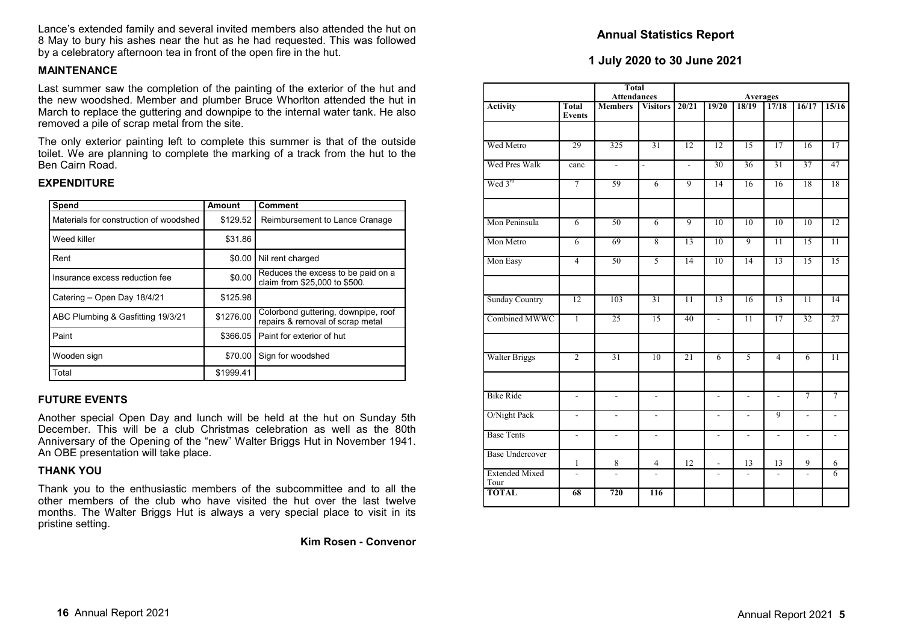Lance's extended family and several invited members also attended the hut on 8 May to bury his ashes near the hut as he had requested. This was followed by a celebratory afternoon tea in front of the open fire in the hut.

### MAINTENANCE

Last summer saw the completion of the painting of the exterior of the hut and the new woodshed. Member and plumber Bruce Whorlton attended the hut in March to replace the guttering and downpipe to the internal water tank. He also removed a pile of scrap metal from the site.

The only exterior painting left to complete this summer is that of the outside toilet. We are planning to complete the marking of a track from the hut to the Ben Cairn Road.

### EXPENDITURE

| Spend | Amount | Comment |
|---|---|---|
| Materials for construction of woodshed | $129.52 | Reimbursement to Lance Cranage |
| Weed killer | $31.86 | |
| Rent | $0.00 | Nil rent charged |
| Insurance excess reduction fee | $0.00 | Reduces the excess to be paid on a claim from $25,000 to $500. |
| Catering – Open Day 18/4/21 | $125.98 | |
| ABC Plumbing & Gasfitting 19/3/21 | $1276.00 | Colorbond guttering, downpipe, roof repairs & removal of scrap metal |
| Paint | $366.05 | Paint for exterior of hut |
| Wooden sign | $70.00 | Sign for woodshed |
| Total | $1999.41 | |

### FUTURE EVENTS

Another special Open Day and lunch will be held at the hut on Sunday 5th December. This will be a club Christmas celebration as well as the 80th Anniversary of the Opening of the "new" Walter Briggs Hut in November 1941. An OBE presentation will take place.

### THANK YOU

Thank you to the enthusiastic members of the subcommittee and to all the other members of the club who have visited the hut over the last twelve months. The Walter Briggs Hut is always a very special place to visit in its pristine setting.

**Kim Rosen - Convenor**

## Annual Statistics Report

### 1 July 2020 to 30 June 2021

| | | Total Attendances | | Averages | | | | | |
|---|---|---|---|---|---|---|---|---|---|
| **Activity** | **Total Events** | **Members** | **Visitors** | **20/21** | **19/20** | **18/19** | **17/18** | **16/17** | **15/16** |
| | | | | | | | | | |
| Wed Metro | 29 | 325 | 31 | 12 | 12 | 15 | 17 | 16 | 17 |
| Wed Pres Walk | canc | - | - | - | 30 | 36 | 31 | 37 | 47 |
| Wed 3rd | 7 | 59 | 6 | 9 | 14 | 16 | 16 | 18 | 18 |
| | | | | | | | | | |
| Mon Peninsula | 6 | 50 | 6 | 9 | 10 | 10 | 10 | 10 | 12 |
| Mon Metro | 6 | 69 | 8 | 13 | 10 | 9 | 11 | 15 | 11 |
| Mon Easy | 4 | 50 | 5 | 14 | 10 | 14 | 13 | 15 | 15 |
| | | | | | | | | | |
| Sunday Country | 12 | 103 | 31 | 11 | 13 | 16 | 13 | 11 | 14 |
| Combined MWWC | 1 | 25 | 15 | 40 | - | 11 | 17 | 32 | 27 |
| | | | | | | | | | |
| Walter Briggs | 2 | 31 | 10 | 21 | 6 | 5 | 4 | 6 | 11 |
| | | | | | | | | | |
| Bike Ride | - | - | - | | - | - | - | 7 | 7 |
| O/Night Pack | - | - | - | | - | - | 9 | - | - |
| Base Tents | - | - | - | | - | - | - | - | - |
| Base Undercover | 1 | 8 | 4 | 12 | - | 13 | 13 | 9 | 6 |
| Extended Mixed Tour | - | - | - | | - | - | - | - | 6 |
| **TOTAL** | **68** | **720** | **116** | | | | | | |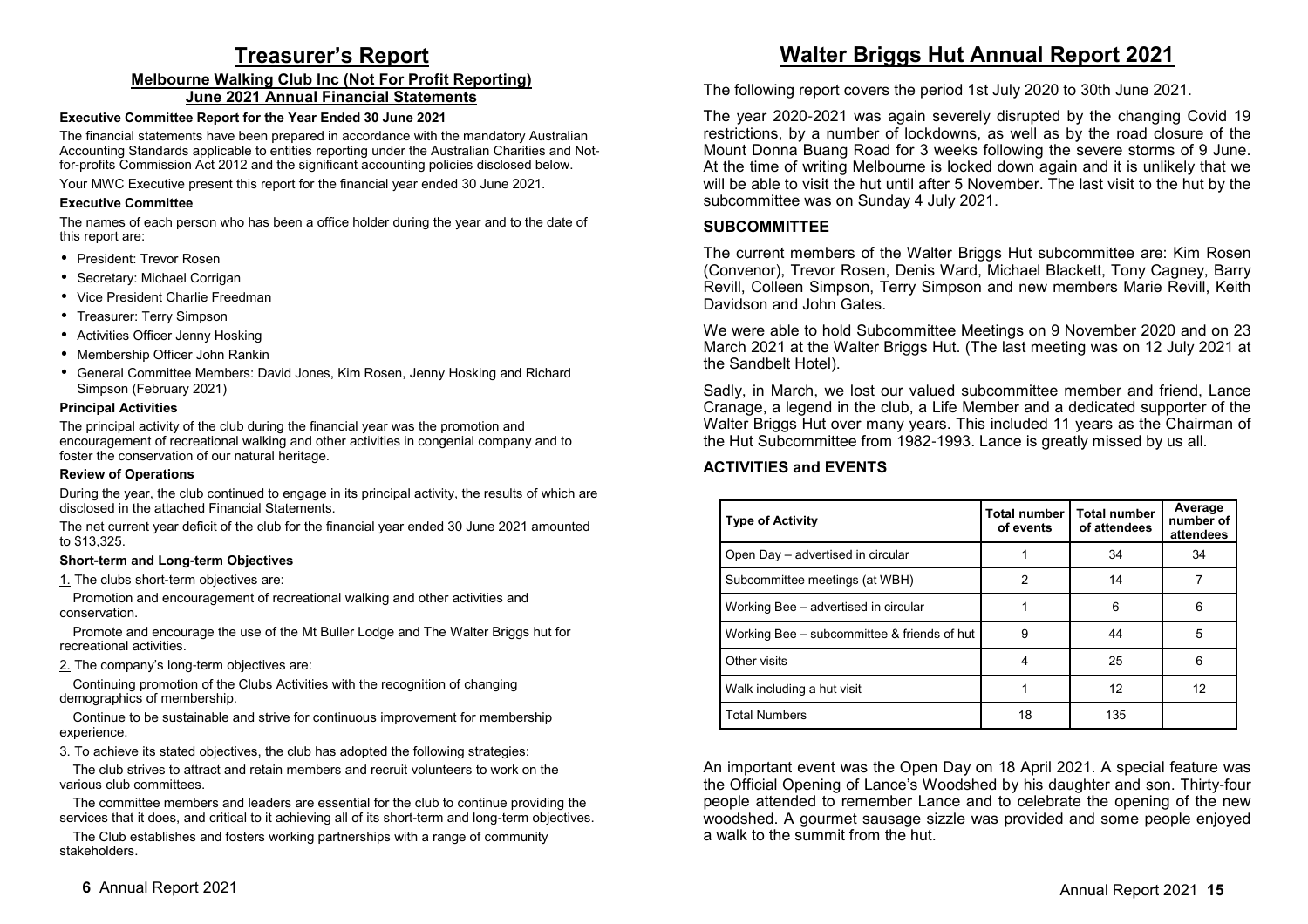# Treasurer's Report

### Melbourne Walking Club Inc (Not For Profit Reporting)
### June 2021 Annual Financial Statements

**Executive Committee Report for the Year Ended 30 June 2021**

The financial statements have been prepared in accordance with the mandatory Australian Accounting Standards applicable to entities reporting under the Australian Charities and Not-for-profits Commission Act 2012 and the significant accounting policies disclosed below.

Your MWC Executive present this report for the financial year ended 30 June 2021.

**Executive Committee**

The names of each person who has been a office holder during the year and to the date of this report are:

- President: Trevor Rosen
- Secretary: Michael Corrigan
- Vice President Charlie Freedman
- Treasurer: Terry Simpson
- Activities Officer Jenny Hosking
- Membership Officer John Rankin
- General Committee Members: David Jones, Kim Rosen, Jenny Hosking and Richard Simpson (February 2021)

**Principal Activities**

The principal activity of the club during the financial year was the promotion and encouragement of recreational walking and other activities in congenial company and to foster the conservation of our natural heritage.

**Review of Operations**

During the year, the club continued to engage in its principal activity, the results of which are disclosed in the attached Financial Statements.

The net current year deficit of the club for the financial year ended 30 June 2021 amounted to $13,325.

**Short-term and Long-term Objectives**

1. The clubs short-term objectives are:

Promotion and encouragement of recreational walking and other activities and conservation.

Promote and encourage the use of the Mt Buller Lodge and The Walter Briggs hut for recreational activities.

2. The company's long-term objectives are:

Continuing promotion of the Clubs Activities with the recognition of changing demographics of membership.

Continue to be sustainable and strive for continuous improvement for membership experience.

3. To achieve its stated objectives, the club has adopted the following strategies:

The club strives to attract and retain members and recruit volunteers to work on the various club committees.

The committee members and leaders are essential for the club to continue providing the services that it does, and critical to it achieving all of its short-term and long-term objectives.

The Club establishes and fosters working partnerships with a range of community stakeholders.

# Walter Briggs Hut Annual Report 2021

The following report covers the period 1st July 2020 to 30th June 2021.

The year 2020-2021 was again severely disrupted by the changing Covid 19 restrictions, by a number of lockdowns, as well as by the road closure of the Mount Donna Buang Road for 3 weeks following the severe storms of 9 June. At the time of writing Melbourne is locked down again and it is unlikely that we will be able to visit the hut until after 5 November. The last visit to the hut by the subcommittee was on Sunday 4 July 2021.

### SUBCOMMITTEE

The current members of the Walter Briggs Hut subcommittee are: Kim Rosen (Convenor), Trevor Rosen, Denis Ward, Michael Blackett, Tony Cagney, Barry Revill, Colleen Simpson, Terry Simpson and new members Marie Revill, Keith Davidson and John Gates.

We were able to hold Subcommittee Meetings on 9 November 2020 and on 23 March 2021 at the Walter Briggs Hut. (The last meeting was on 12 July 2021 at the Sandbelt Hotel).

Sadly, in March, we lost our valued subcommittee member and friend, Lance Cranage, a legend in the club, a Life Member and a dedicated supporter of the Walter Briggs Hut over many years. This included 11 years as the Chairman of the Hut Subcommittee from 1982-1993. Lance is greatly missed by us all.

### ACTIVITIES and EVENTS

| Type of Activity | Total number of events | Total number of attendees | Average number of attendees |
|---|---|---|---|
| Open Day – advertised in circular | 1 | 34 | 34 |
| Subcommittee meetings (at WBH) | 2 | 14 | 7 |
| Working Bee – advertised in circular | 1 | 6 | 6 |
| Working Bee – subcommittee & friends of hut | 9 | 44 | 5 |
| Other visits | 4 | 25 | 6 |
| Walk including a hut visit | 1 | 12 | 12 |
| Total Numbers | 18 | 135 | |

An important event was the Open Day on 18 April 2021. A special feature was the Official Opening of Lance's Woodshed by his daughter and son. Thirty-four people attended to remember Lance and to celebrate the opening of the new woodshed. A gourmet sausage sizzle was provided and some people enjoyed a walk to the summit from the hut.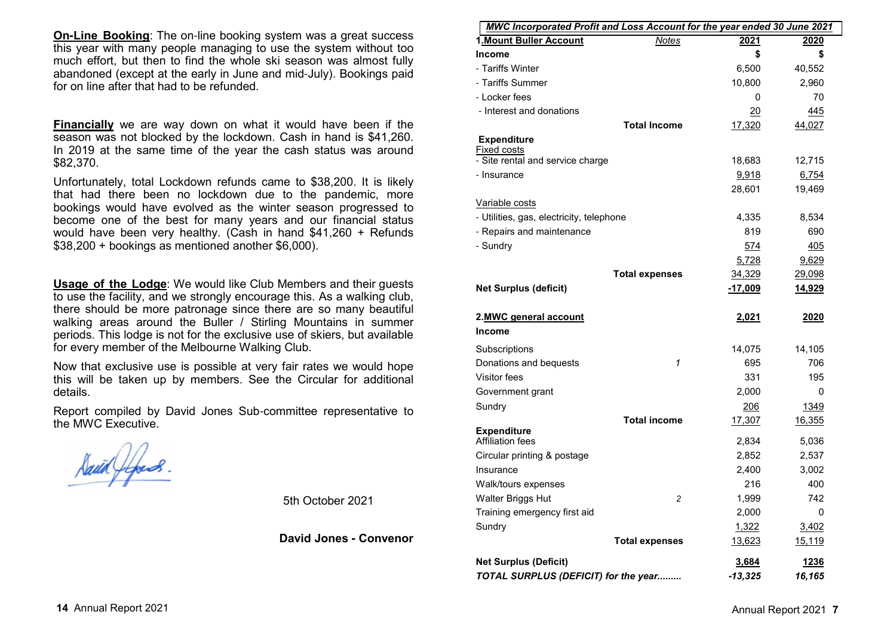**On-Line Booking**: The on-line booking system was a great success this year with many people managing to use the system without too much effort, but then to find the whole ski season was almost fully abandoned (except at the early in June and mid-July). Bookings paid for on line after that had to be refunded.

**Financially** we are way down on what it would have been if the season was not blocked by the lockdown. Cash in hand is $41,260. In 2019 at the same time of the year the cash status was around $82,370.

Unfortunately, total Lockdown refunds came to $38,200. It is likely that had there been no lockdown due to the pandemic, more bookings would have evolved as the winter season progressed to become one of the best for many years and our financial status would have been very healthy. (Cash in hand $41,260 + Refunds $38,200 + bookings as mentioned another $6,000).

**Usage of the Lodge**: We would like Club Members and their guests to use the facility, and we strongly encourage this. As a walking club, there should be more patronage since there are so many beautiful walking areas around the Buller / Stirling Mountains in summer periods. This lodge is not for the exclusive use of skiers, but available for every member of the Melbourne Walking Club.

Now that exclusive use is possible at very fair rates we would hope this will be taken up by members. See the Circular for additional details.

Report compiled by David Jones Sub-committee representative to the MWC Executive.

5th October 2021

**David Jones - Convenor**

***MWC Incorporated Profit and Loss Account for the year ended 30 June 2021***

| **1. Mount Buller Account** | Notes | **2021** | **2020** |
|---|---|---|---|
| **Income** | | **$** | **$** |
| - Tariffs Winter | | 6,500 | 40,552 |
| - Tariffs Summer | | 10,800 | 2,960 |
| - Locker fees | | 0 | 70 |
| - Interest and donations | | 20 | 445 |
| | **Total Income** | 17,320 | 44,027 |
| **Expenditure** | | | |
| Fixed costs | | | |
| - Site rental and service charge | | 18,683 | 12,715 |
| - Insurance | | 9,918 | 6,754 |
| | | 28,601 | 19,469 |
| Variable costs | | | |
| - Utilities, gas, electricity, telephone | | 4,335 | 8,534 |
| - Repairs and maintenance | | 819 | 690 |
| - Sundry | | 574 | 405 |
| | | 5,728 | 9,629 |
| | **Total expenses** | 34,329 | 29,098 |
| **Net Surplus (deficit)** | | **-17,009** | **14,929** |

| **2. MWC general account** | | **2,021** | **2020** |
|---|---|---|---|
| **Income** | | | |
| Subscriptions | | 14,075 | 14,105 |
| Donations and bequests | *1* | 695 | 706 |
| Visitor fees | | 331 | 195 |
| Government grant | | 2,000 | 0 |
| Sundry | | 206 | 1349 |
| | **Total income** | 17,307 | 16,355 |
| **Expenditure** | | | |
| Affiliation fees | | 2,834 | 5,036 |
| Circular printing & postage | | 2,852 | 2,537 |
| Insurance | | 2,400 | 3,002 |
| Walk/tours expenses | | 216 | 400 |
| Walter Briggs Hut | *2* | 1,999 | 742 |
| Training emergency first aid | | 2,000 | 0 |
| Sundry | | 1,322 | 3,402 |
| | **Total expenses** | 13,623 | 15,119 |
| **Net Surplus (Deficit)** | | **3,684** | **1236** |
| ***TOTAL SURPLUS (DEFICIT) for the year.........*** | | ***-13,325*** | ***16,165*** |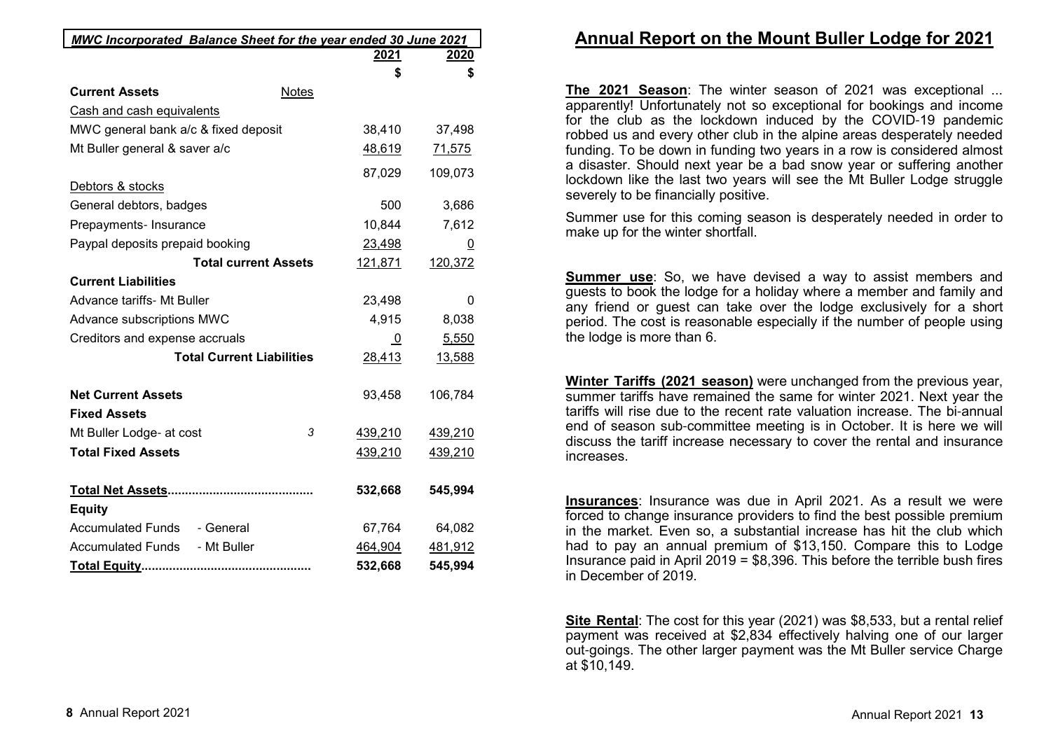| *MWC Incorporated Balance Sheet for the year ended 30 June 2021* | | 2021 | 2020 |
|---|---|---|---|
| | | $ | $ |
| **Current Assets** | Notes | | |
| Cash and cash equivalents | | | |
| MWC general bank a/c & fixed deposit | | 38,410 | 37,498 |
| Mt Buller general & saver a/c | | 48,619 | 71,575 |
| | | 87,029 | 109,073 |
| Debtors & stocks | | | |
| General debtors, badges | | 500 | 3,686 |
| Prepayments- Insurance | | 10,844 | 7,612 |
| Paypal deposits prepaid booking | | 23,498 | 0 |
| **Total current Assets** | | 121,871 | 120,372 |
| **Current Liabilities** | | | |
| Advance tariffs- Mt Buller | | 23,498 | 0 |
| Advance subscriptions MWC | | 4,915 | 8,038 |
| Creditors and expense accruals | | 0 | 5,550 |
| **Total Current Liabilities** | | 28,413 | 13,588 |
| **Net Current Assets** | | 93,458 | 106,784 |
| **Fixed Assets** | | | |
| Mt Buller Lodge- at cost | 3 | 439,210 | 439,210 |
| **Total Fixed Assets** | | 439,210 | 439,210 |
| **Total Net Assets** | | **532,668** | **545,994** |
| **Equity** | | | |
| Accumulated Funds - General | | 67,764 | 64,082 |
| Accumulated Funds - Mt Buller | | 464,904 | 481,912 |
| **Total Equity** | | **532,668** | **545,994** |

# Annual Report on the Mount Buller Lodge for 2021

**The 2021 Season**: The winter season of 2021 was exceptional ... apparently! Unfortunately not so exceptional for bookings and income for the club as the lockdown induced by the COVID-19 pandemic robbed us and every other club in the alpine areas desperately needed funding. To be down in funding two years in a row is considered almost a disaster. Should next year be a bad snow year or suffering another lockdown like the last two years will see the Mt Buller Lodge struggle severely to be financially positive.

Summer use for this coming season is desperately needed in order to make up for the winter shortfall.

**Summer use**: So, we have devised a way to assist members and guests to book the lodge for a holiday where a member and family and any friend or guest can take over the lodge exclusively for a short period. The cost is reasonable especially if the number of people using the lodge is more than 6.

**Winter Tariffs (2021 season)** were unchanged from the previous year, summer tariffs have remained the same for winter 2021. Next year the tariffs will rise due to the recent rate valuation increase. The bi-annual end of season sub-committee meeting is in October. It is here we will discuss the tariff increase necessary to cover the rental and insurance increases.

**Insurances**: Insurance was due in April 2021. As a result we were forced to change insurance providers to find the best possible premium in the market. Even so, a substantial increase has hit the club which had to pay an annual premium of $13,150. Compare this to Lodge Insurance paid in April 2019 = $8,396. This before the terrible bush fires in December of 2019.

**Site Rental**: The cost for this year (2021) was $8,533, but a rental relief payment was received at $2,834 effectively halving one of our larger out-goings. The other larger payment was the Mt Buller service Charge at $10,149.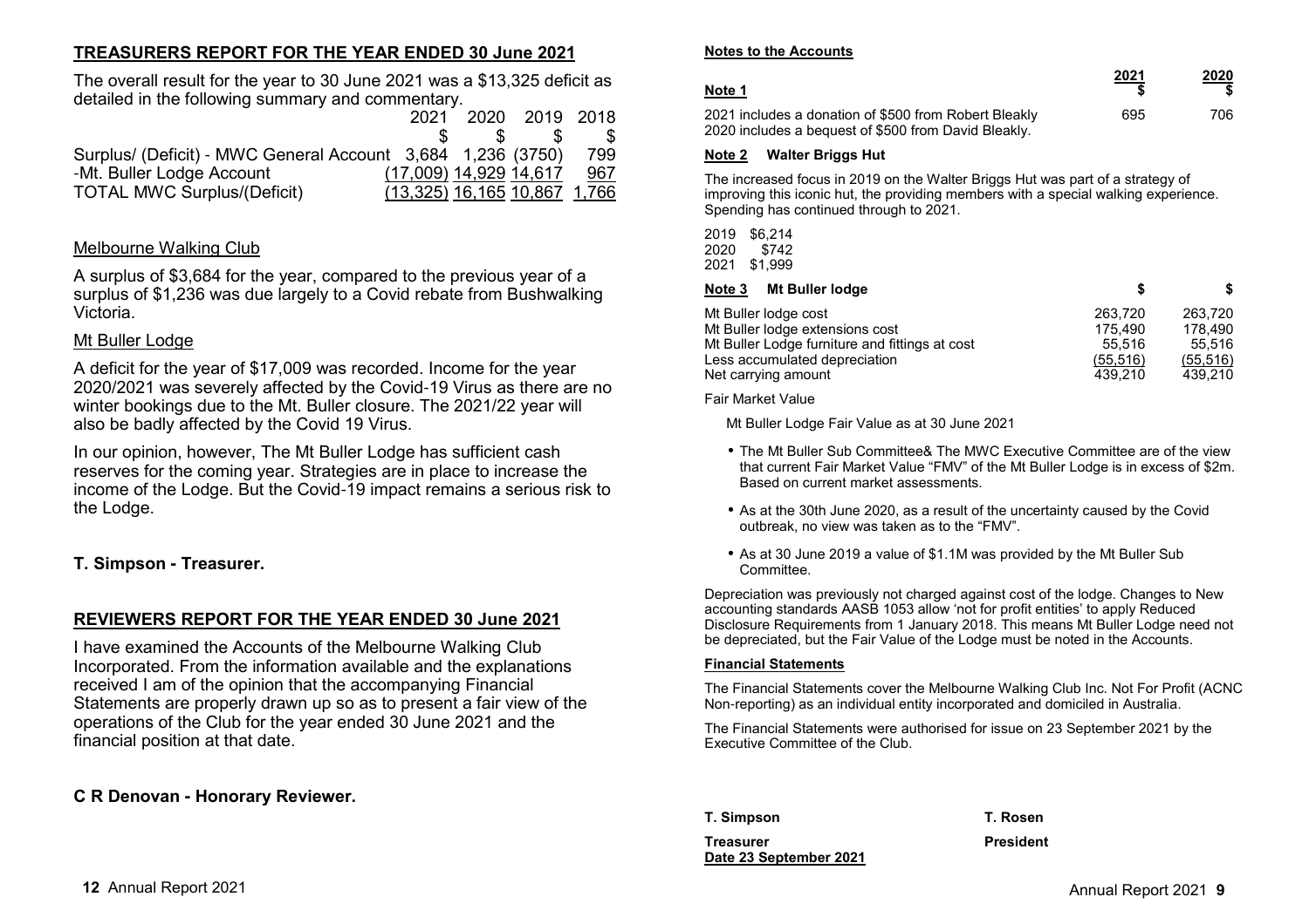## TREASURERS REPORT FOR THE YEAR ENDED 30 June 2021

The overall result for the year to 30 June 2021 was a $13,325 deficit as detailed in the following summary and commentary.

| | 2021 | 2020 | 2019 | 2018 |
|---|---|---|---|---|
| | $ | $ | $ | $ |
| Surplus/ (Deficit) - MWC General Account | 3,684 | 1,236 | (3750) | 799 |
| -Mt. Buller Lodge Account | (17,009) | 14,929 | 14,617 | 967 |
| TOTAL MWC Surplus/(Deficit) | (13,325) | 16,165 | 10,867 | 1,766 |

### Melbourne Walking Club

A surplus of $3,684 for the year, compared to the previous year of a surplus of $1,236 was due largely to a Covid rebate from Bushwalking Victoria.

### Mt Buller Lodge

A deficit for the year of $17,009 was recorded. Income for the year 2020/2021 was severely affected by the Covid-19 Virus as there are no winter bookings due to the Mt. Buller closure. The 2021/22 year will also be badly affected by the Covid 19 Virus.

In our opinion, however, The Mt Buller Lodge has sufficient cash reserves for the coming year. Strategies are in place to increase the income of the Lodge. But the Covid-19 impact remains a serious risk to the Lodge.

**T. Simpson - Treasurer.**

## REVIEWERS REPORT FOR THE YEAR ENDED 30 June 2021

I have examined the Accounts of the Melbourne Walking Club Incorporated. From the information available and the explanations received I am of the opinion that the accompanying Financial Statements are properly drawn up so as to present a fair view of the operations of the Club for the year ended 30 June 2021 and the financial position at that date.

**C R Denovan - Honorary Reviewer.**

## Notes to the Accounts

| Note 1 | 2021 $ | 2020 $ |
|---|---|---|
| 2021 includes a donation of $500 from Robert Bleakly<br>2020 includes a bequest of $500 from David Bleakly. | 695 | 706 |

**Note 2 Walter Briggs Hut**

The increased focus in 2019 on the Walter Briggs Hut was part of a strategy of improving this iconic hut, the providing members with a special walking experience. Spending has continued through to 2021.

2019 $6,214
2020 $742
2021 $1,999

| Note 3 Mt Buller lodge | $ | $ |
|---|---|---|
| Mt Buller lodge cost | 263,720 | 263,720 |
| Mt Buller lodge extensions cost | 175,490 | 178,490 |
| Mt Buller Lodge furniture and fittings at cost | 55,516 | 55,516 |
| Less accumulated depreciation | (55,516) | (55,516) |
| Net carrying amount | 439,210 | 439,210 |

Fair Market Value

Mt Buller Lodge Fair Value as at 30 June 2021

- The Mt Buller Sub Committee& The MWC Executive Committee are of the view that current Fair Market Value "FMV" of the Mt Buller Lodge is in excess of $2m. Based on current market assessments.
- As at the 30th June 2020, as a result of the uncertainty caused by the Covid outbreak, no view was taken as to the "FMV".
- As at 30 June 2019 a value of $1.1M was provided by the Mt Buller Sub Committee.

Depreciation was previously not charged against cost of the lodge. Changes to New accounting standards AASB 1053 allow 'not for profit entities' to apply Reduced Disclosure Requirements from 1 January 2018. This means Mt Buller Lodge need not be depreciated, but the Fair Value of the Lodge must be noted in the Accounts.

**Financial Statements**

The Financial Statements cover the Melbourne Walking Club Inc. Not For Profit (ACNC Non-reporting) as an individual entity incorporated and domiciled in Australia.

The Financial Statements were authorised for issue on 23 September 2021 by the Executive Committee of the Club.

**T. Simpson**
**Treasurer**
**Date 23 September 2021**

**T. Rosen**
**President**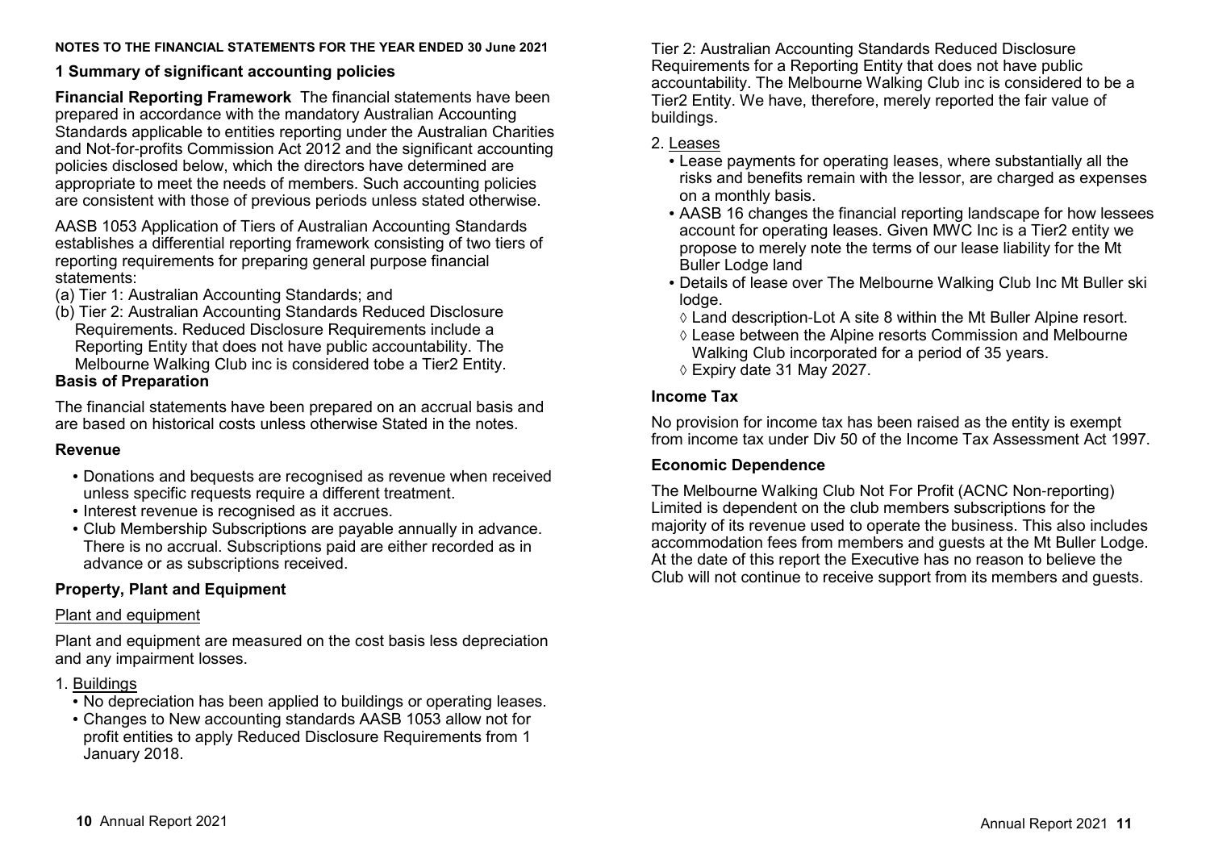**NOTES TO THE FINANCIAL STATEMENTS FOR THE YEAR ENDED 30 June 2021**

### 1 Summary of significant accounting policies

**Financial Reporting Framework** The financial statements have been prepared in accordance with the mandatory Australian Accounting Standards applicable to entities reporting under the Australian Charities and Not-for-profits Commission Act 2012 and the significant accounting policies disclosed below, which the directors have determined are appropriate to meet the needs of members. Such accounting policies are consistent with those of previous periods unless stated otherwise.

AASB 1053 Application of Tiers of Australian Accounting Standards establishes a differential reporting framework consisting of two tiers of reporting requirements for preparing general purpose financial statements:

(a) Tier 1: Australian Accounting Standards; and

(b) Tier 2: Australian Accounting Standards Reduced Disclosure Requirements. Reduced Disclosure Requirements include a Reporting Entity that does not have public accountability. The Melbourne Walking Club inc is considered tobe a Tier2 Entity.

### Basis of Preparation

The financial statements have been prepared on an accrual basis and are based on historical costs unless otherwise Stated in the notes.

### Revenue

- Donations and bequests are recognised as revenue when received unless specific requests require a different treatment.
- Interest revenue is recognised as it accrues.
- Club Membership Subscriptions are payable annually in advance. There is no accrual. Subscriptions paid are either recorded as in advance or as subscriptions received.

### Property, Plant and Equipment

Plant and equipment

Plant and equipment are measured on the cost basis less depreciation and any impairment losses.

1. Buildings
   - No depreciation has been applied to buildings or operating leases.
   - Changes to New accounting standards AASB 1053 allow not for profit entities to apply Reduced Disclosure Requirements from 1 January 2018.

Tier 2: Australian Accounting Standards Reduced Disclosure Requirements for a Reporting Entity that does not have public accountability. The Melbourne Walking Club inc is considered to be a Tier2 Entity. We have, therefore, merely reported the fair value of buildings.

2. Leases
   - Lease payments for operating leases, where substantially all the risks and benefits remain with the lessor, are charged as expenses on a monthly basis.
   - AASB 16 changes the financial reporting landscape for how lessees account for operating leases. Given MWC Inc is a Tier2 entity we propose to merely note the terms of our lease liability for the Mt Buller Lodge land
   - Details of lease over The Melbourne Walking Club Inc Mt Buller ski lodge.
     - ◊ Land description-Lot A site 8 within the Mt Buller Alpine resort.
     - ◊ Lease between the Alpine resorts Commission and Melbourne Walking Club incorporated for a period of 35 years.
     - ◊ Expiry date 31 May 2027.

### Income Tax

No provision for income tax has been raised as the entity is exempt from income tax under Div 50 of the Income Tax Assessment Act 1997.

### Economic Dependence

The Melbourne Walking Club Not For Profit (ACNC Non-reporting) Limited is dependent on the club members subscriptions for the majority of its revenue used to operate the business. This also includes accommodation fees from members and guests at the Mt Buller Lodge. At the date of this report the Executive has no reason to believe the Club will not continue to receive support from its members and guests.